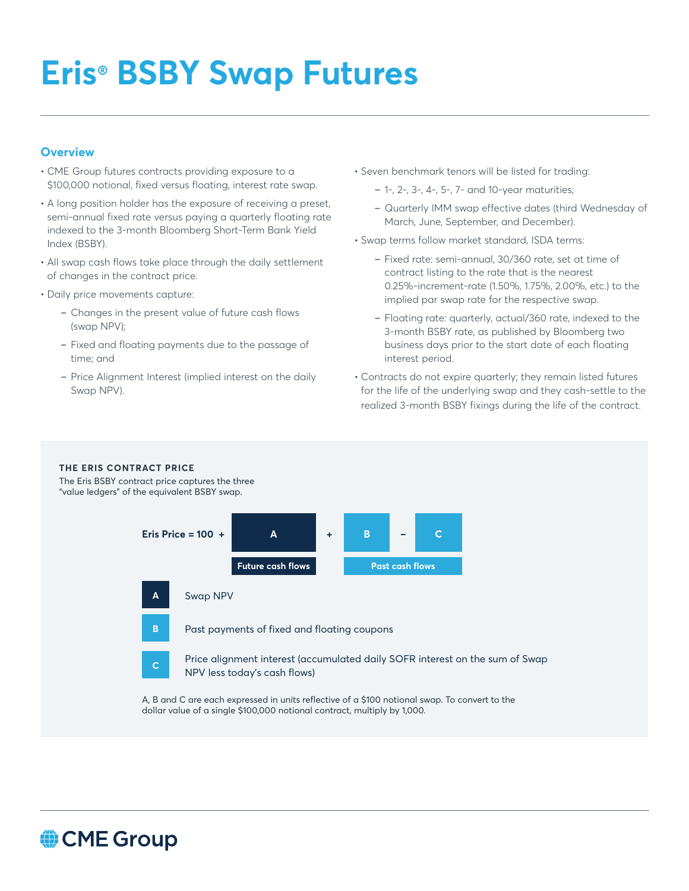# Eris® BSBY Swap Futures

## Overview

- CME Group futures contracts providing exposure to a $100,000 notional, fixed versus floating, interest rate swap.
- A long position holder has the exposure of receiving a preset, semi-annual fixed rate versus paying a quarterly floating rate indexed to the 3-month Bloomberg Short-Term Bank Yield Index (BSBY).
- All swap cash flows take place through the daily settlement of changes in the contract price.
- Daily price movements capture:
  - Changes in the present value of future cash flows (swap NPV);
  - Fixed and floating payments due to the passage of time; and
  - Price Alignment Interest (implied interest on the daily Swap NPV).
- Seven benchmark tenors will be listed for trading:
  - 1-, 2-, 3-, 4-, 5-, 7- and 10-year maturities;
  - Quarterly IMM swap effective dates (third Wednesday of March, June, September, and December).
- Swap terms follow market standard, ISDA terms:
  - Fixed rate: semi-annual, 30/360 rate, set at time of contract listing to the rate that is the nearest 0.25%-increment-rate (1.50%, 1.75%, 2.00%, etc.) to the implied par swap rate for the respective swap.
  - Floating rate: quarterly, actual/360 rate, indexed to the 3-month BSBY rate, as published by Bloomberg two business days prior to the start date of each floating interest period.
- Contracts do not expire quarterly; they remain listed futures for the life of the underlying swap and they cash-settle to the realized 3-month BSBY fixings during the life of the contract.

### THE ERIS CONTRACT PRICE

The Eris BSBY contract price captures the three "value ledgers" of the equivalent BSBY swap.

**Eris Price = 100 + A + B − C**

- A: Future cash flows
- B − C: Past cash flows

**A** Swap NPV

**B** Past payments of fixed and floating coupons

**C** Price alignment interest (accumulated daily SOFR interest on the sum of Swap NPV less today's cash flows)

A, B and C are each expressed in units reflective of a $100 notional swap. To convert to the dollar value of a single $100,000 notional contract, multiply by 1,000.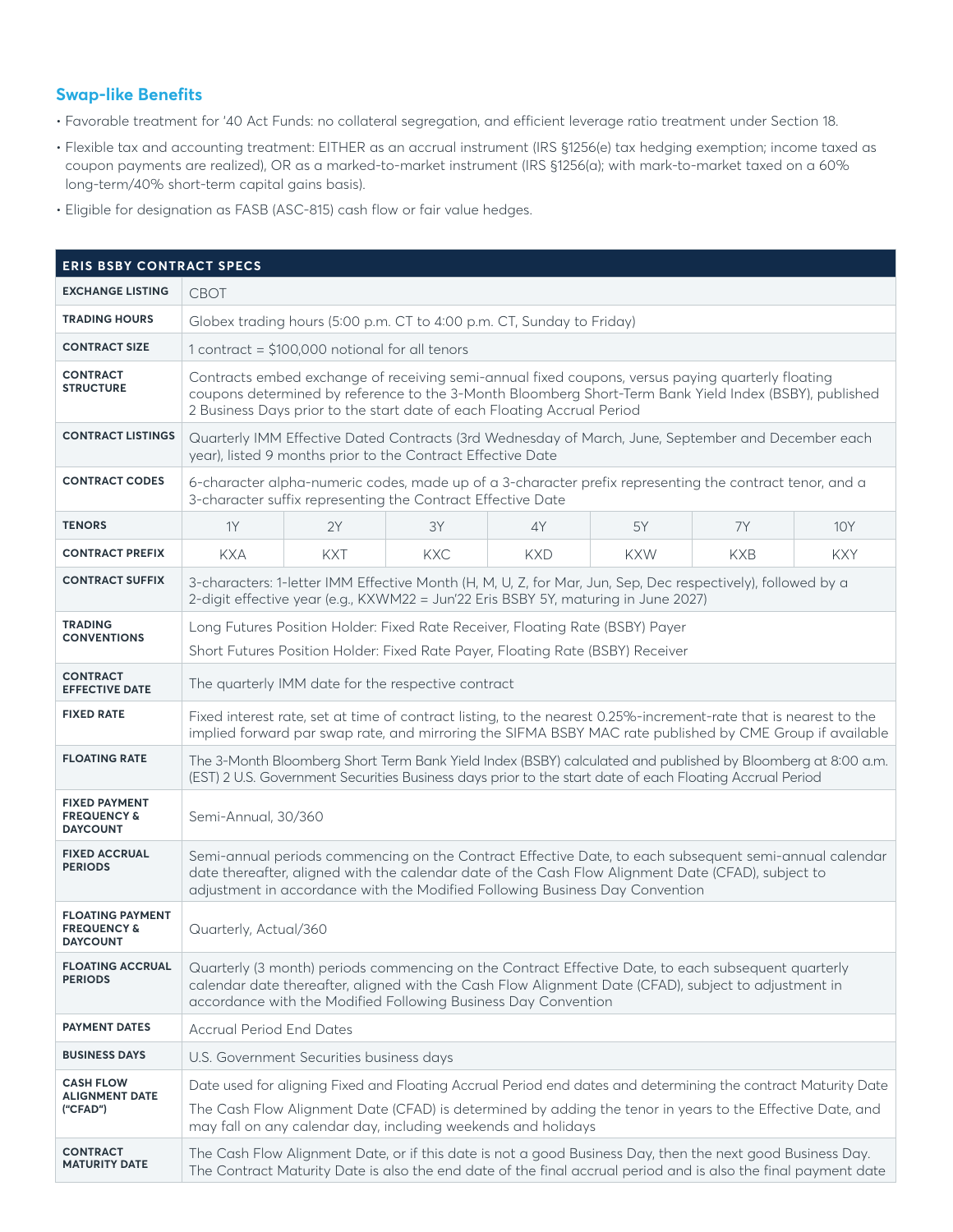## Swap-like Benefits

- Favorable treatment for '40 Act Funds: no collateral segregation, and efficient leverage ratio treatment under Section 18.
- Flexible tax and accounting treatment: EITHER as an accrual instrument (IRS §1256(e) tax hedging exemption; income taxed as coupon payments are realized), OR as a marked-to-market instrument (IRS §1256(a); with mark-to-market taxed on a 60% long-term/40% short-term capital gains basis).
- Eligible for designation as FASB (ASC-815) cash flow or fair value hedges.

| ERIS BSBY CONTRACT SPECS | | | | | | | |
|---|---|---|---|---|---|---|---|
| **EXCHANGE LISTING** | CBOT | | | | | | |
| **TRADING HOURS** | Globex trading hours (5:00 p.m. CT to 4:00 p.m. CT, Sunday to Friday) | | | | | | |
| **CONTRACT SIZE** | 1 contract = $100,000 notional for all tenors | | | | | | |
| **CONTRACT STRUCTURE** | Contracts embed exchange of receiving semi-annual fixed coupons, versus paying quarterly floating coupons determined by reference to the 3-Month Bloomberg Short-Term Bank Yield Index (BSBY), published 2 Business Days prior to the start date of each Floating Accrual Period | | | | | | |
| **CONTRACT LISTINGS** | Quarterly IMM Effective Dated Contracts (3rd Wednesday of March, June, September and December each year), listed 9 months prior to the Contract Effective Date | | | | | | |
| **CONTRACT CODES** | 6-character alpha-numeric codes, made up of a 3-character prefix representing the contract tenor, and a 3-character suffix representing the Contract Effective Date | | | | | | |
| **TENORS** | 1Y | 2Y | 3Y | 4Y | 5Y | 7Y | 10Y |
| **CONTRACT PREFIX** | KXA | KXT | KXC | KXD | KXW | KXB | KXY |
| **CONTRACT SUFFIX** | 3-characters: 1-letter IMM Effective Month (H, M, U, Z, for Mar, Jun, Sep, Dec respectively), followed by a 2-digit effective year (e.g., KXWM22 = Jun'22 Eris BSBY 5Y, maturing in June 2027) | | | | | | |
| **TRADING CONVENTIONS** | Long Futures Position Holder: Fixed Rate Receiver, Floating Rate (BSBY) Payer<br>Short Futures Position Holder: Fixed Rate Payer, Floating Rate (BSBY) Receiver | | | | | | |
| **CONTRACT EFFECTIVE DATE** | The quarterly IMM date for the respective contract | | | | | | |
| **FIXED RATE** | Fixed interest rate, set at time of contract listing, to the nearest 0.25%-increment-rate that is nearest to the implied forward par swap rate, and mirroring the SIFMA BSBY MAC rate published by CME Group if available | | | | | | |
| **FLOATING RATE** | The 3-Month Bloomberg Short Term Bank Yield Index (BSBY) calculated and published by Bloomberg at 8:00 a.m. (EST) 2 U.S. Government Securities Business days prior to the start date of each Floating Accrual Period | | | | | | |
| **FIXED PAYMENT FREQUENCY & DAYCOUNT** | Semi-Annual, 30/360 | | | | | | |
| **FIXED ACCRUAL PERIODS** | Semi-annual periods commencing on the Contract Effective Date, to each subsequent semi-annual calendar date thereafter, aligned with the calendar date of the Cash Flow Alignment Date (CFAD), subject to adjustment in accordance with the Modified Following Business Day Convention | | | | | | |
| **FLOATING PAYMENT FREQUENCY & DAYCOUNT** | Quarterly, Actual/360 | | | | | | |
| **FLOATING ACCRUAL PERIODS** | Quarterly (3 month) periods commencing on the Contract Effective Date, to each subsequent quarterly calendar date thereafter, aligned with the Cash Flow Alignment Date (CFAD), subject to adjustment in accordance with the Modified Following Business Day Convention | | | | | | |
| **PAYMENT DATES** | Accrual Period End Dates | | | | | | |
| **BUSINESS DAYS** | U.S. Government Securities business days | | | | | | |
| **CASH FLOW ALIGNMENT DATE ("CFAD")** | Date used for aligning Fixed and Floating Accrual Period end dates and determining the contract Maturity Date<br>The Cash Flow Alignment Date (CFAD) is determined by adding the tenor in years to the Effective Date, and may fall on any calendar day, including weekends and holidays | | | | | | |
| **CONTRACT MATURITY DATE** | The Cash Flow Alignment Date, or if this date is not a good Business Day, then the next good Business Day. The Contract Maturity Date is also the end date of the final accrual period and is also the final payment date | | | | | | |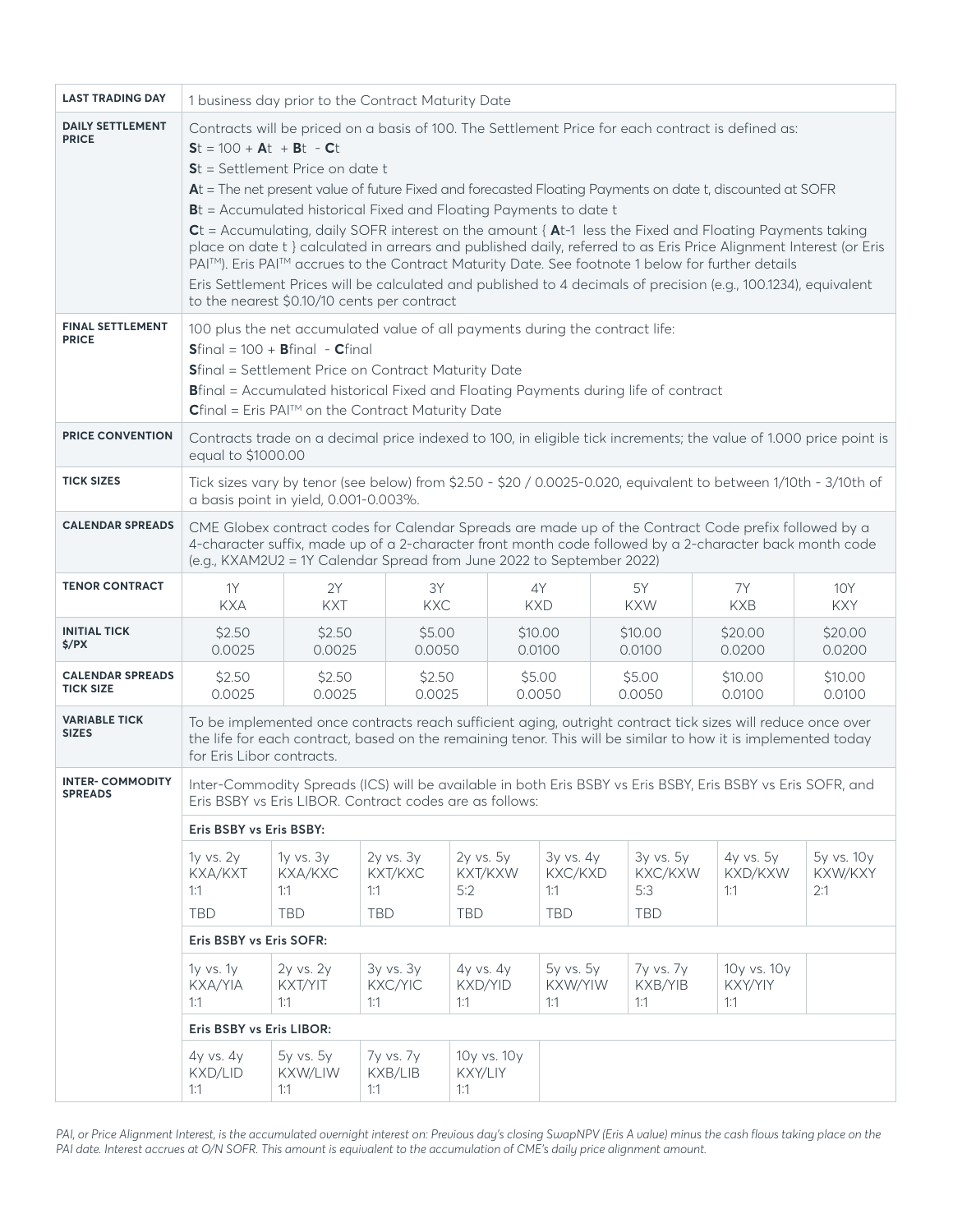| | |
|---|---|
| **LAST TRADING DAY** | 1 business day prior to the Contract Maturity Date |
| **DAILY SETTLEMENT PRICE** | Contracts will be priced on a basis of 100. The Settlement Price for each contract is defined as:<br>$S_t = 100 + A_t + B_t - C_t$<br>$S_t$ = Settlement Price on date t<br>$A_t$ = The net present value of future Fixed and forecasted Floating Payments on date t, discounted at SOFR<br>$B_t$ = Accumulated historical Fixed and Floating Payments to date t<br>$C_t$ = Accumulating, daily SOFR interest on the amount { $A_{t-1}$ less the Fixed and Floating Payments taking place on date t } calculated in arrears and published daily, referred to as Eris Price Alignment Interest (or Eris PAI™). Eris PAI™ accrues to the Contract Maturity Date. See footnote 1 below for further details<br>Eris Settlement Prices will be calculated and published to 4 decimals of precision (e.g., 100.1234), equivalent to the nearest $0.10/10 cents per contract |
| **FINAL SETTLEMENT PRICE** | 100 plus the net accumulated value of all payments during the contract life:<br>$S_{final} = 100 + B_{final} - C_{final}$<br>$S_{final}$ = Settlement Price on Contract Maturity Date<br>$B_{final}$ = Accumulated historical Fixed and Floating Payments during life of contract<br>$C_{final}$ = Eris PAI™ on the Contract Maturity Date |
| **PRICE CONVENTION** | Contracts trade on a decimal price indexed to 100, in eligible tick increments; the value of 1.000 price point is equal to $1000.00 |
| **TICK SIZES** | Tick sizes vary by tenor (see below) from $2.50 - $20 / 0.0025-0.020, equivalent to between 1/10th - 3/10th of a basis point in yield, 0.001-0.003%. |
| **CALENDAR SPREADS** | CME Globex contract codes for Calendar Spreads are made up of the Contract Code prefix followed by a 4-character suffix, made up of a 2-character front month code followed by a 2-character back month code (e.g., KXAM2U2 = 1Y Calendar Spread from June 2022 to September 2022) |

| | 1Y | 2Y | 3Y | 4Y | 5Y | 7Y | 10Y |
|---|---|---|---|---|---|---|---|
| **TENOR CONTRACT** | 1Y KXA | 2Y KXT | 3Y KXC | 4Y KXD | 5Y KXW | 7Y KXB | 10Y KXY |
| **INITIAL TICK $/PX** | $2.50 0.0025 | $2.50 0.0025 | $5.00 0.0050 | $10.00 0.0100 | $10.00 0.0100 | $20.00 0.0200 | $20.00 0.0200 |
| **CALENDAR SPREADS TICK SIZE** | $2.50 0.0025 | $2.50 0.0025 | $2.50 0.0025 | $5.00 0.0050 | $5.00 0.0050 | $10.00 0.0100 | $10.00 0.0100 |

| | |
|---|---|
| **VARIABLE TICK SIZES** | To be implemented once contracts reach sufficient aging, outright contract tick sizes will reduce once over the life for each contract, based on the remaining tenor. This will be similar to how it is implemented today for Eris Libor contracts. |
| **INTER- COMMODITY SPREADS** | Inter-Commodity Spreads (ICS) will be available in both Eris BSBY vs Eris BSBY, Eris BSBY vs Eris SOFR, and Eris BSBY vs Eris LIBOR. Contract codes are as follows: |

**Eris BSBY vs Eris BSBY:**

| 1y vs. 2y | 1y vs. 3y | 2y vs. 3y | 2y vs. 5y | 3y vs. 4y | 3y vs. 5y | 4y vs. 5y | 5y vs. 10y |
|---|---|---|---|---|---|---|---|
| KXA/KXT | KXA/KXC | KXT/KXC | KXT/KXW | KXC/KXD | KXC/KXW | KXD/KXW | KXW/KXY |
| 1:1 | 1:1 | 1:1 | 5:2 | 1:1 | 5:3 | 1:1 | 2:1 |
| TBD | TBD | TBD | TBD | TBD | TBD | | |

**Eris BSBY vs Eris SOFR:**

| 1y vs. 1y | 2y vs. 2y | 3y vs. 3y | 4y vs. 4y | 5y vs. 5y | 7y vs. 7y | 10y vs. 10y |
|---|---|---|---|---|---|---|
| KXA/YIA | KXT/YIT | KXC/YIC | KXD/YID | KXW/YIW | KXB/YIB | KXY/YIY |
| 1:1 | 1:1 | 1:1 | 1:1 | 1:1 | 1:1 | 1:1 |

**Eris BSBY vs Eris LIBOR:**

| 4y vs. 4y | 5y vs. 5y | 7y vs. 7y | 10y vs. 10y |
|---|---|---|---|
| KXD/LID | KXW/LIW | KXB/LIB | KXY/LIY |
| 1:1 | 1:1 | 1:1 | 1:1 |

*PAI, or Price Alignment Interest, is the accumulated overnight interest on: Previous day's closing SwapNPV (Eris A value) minus the cash flows taking place on the PAI date. Interest accrues at O/N SOFR. This amount is equivalent to the accumulation of CME's daily price alignment amount.*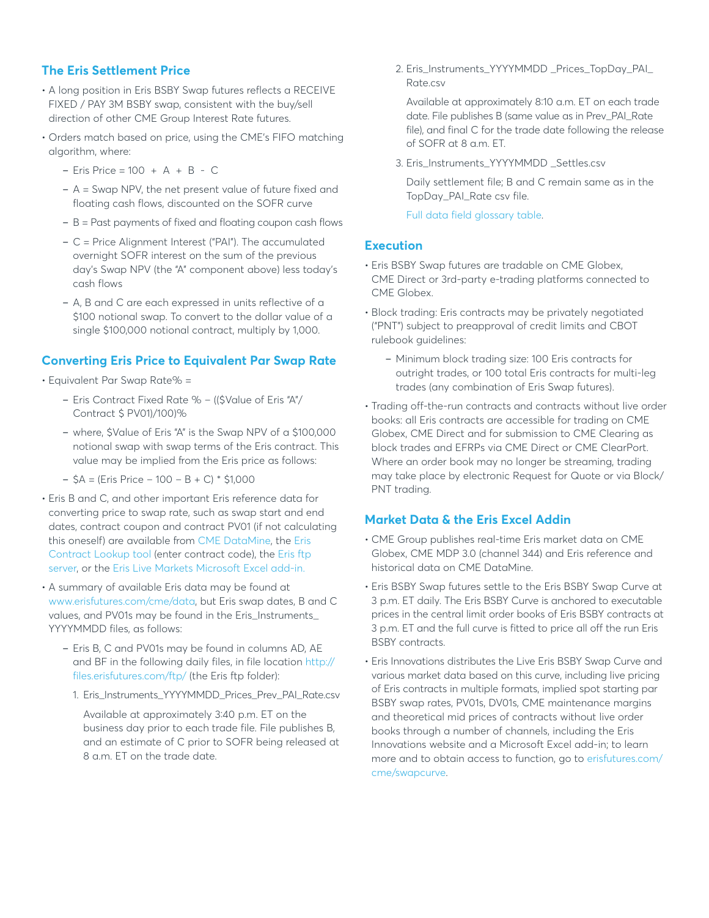## The Eris Settlement Price

- A long position in Eris BSBY Swap futures reflects a RECEIVE FIXED / PAY 3M BSBY swap, consistent with the buy/sell direction of other CME Group Interest Rate futures.
- Orders match based on price, using the CME's FIFO matching algorithm, where:
  - Eris Price = 100 + A + B - C
  - A = Swap NPV, the net present value of future fixed and floating cash flows, discounted on the SOFR curve
  - B = Past payments of fixed and floating coupon cash flows
  - C = Price Alignment Interest ("PAI"). The accumulated overnight SOFR interest on the sum of the previous day's Swap NPV (the "A" component above) less today's cash flows
  - A, B and C are each expressed in units reflective of a $100 notional swap. To convert to the dollar value of a single $100,000 notional contract, multiply by 1,000.

## Converting Eris Price to Equivalent Par Swap Rate

- Equivalent Par Swap Rate% =
  - Eris Contract Fixed Rate % – (($Value of Eris "A"/ Contract $ PV01)/100)%
  - where, $Value of Eris "A" is the Swap NPV of a $100,000 notional swap with swap terms of the Eris contract. This value may be implied from the Eris price as follows:
  - $A = (Eris Price – 100 – B + C) * $1,000
- Eris B and C, and other important Eris reference data for converting price to swap rate, such as swap start and end dates, contract coupon and contract PV01 (if not calculating this oneself) are available from CME DataMine, the Eris Contract Lookup tool (enter contract code), the Eris ftp server, or the Eris Live Markets Microsoft Excel add-in.
- A summary of available Eris data may be found at www.erisfutures.com/cme/data, but Eris swap dates, B and C values, and PV01s may be found in the Eris_Instruments_ YYYYMMDD files, as follows:
  - Eris B, C and PV01s may be found in columns AD, AE and BF in the following daily files, in file location http://files.erisfutures.com/ftp/ (the Eris ftp folder):
    1. Eris_Instruments_YYYYMMDD_Prices_Prev_PAI_Rate.csv

       Available at approximately 3:40 p.m. ET on the business day prior to each trade file. File publishes B, and an estimate of C prior to SOFR being released at 8 a.m. ET on the trade date.
    2. Eris_Instruments_YYYYMMDD _Prices_TopDay_PAI_ Rate.csv

       Available at approximately 8:10 a.m. ET on each trade date. File publishes B (same value as in Prev_PAI_Rate file), and final C for the trade date following the release of SOFR at 8 a.m. ET.
    3. Eris_Instruments_YYYYMMDD _Settles.csv

       Daily settlement file; B and C remain same as in the TopDay_PAI_Rate csv file.

       Full data field glossary table.

## Execution

- Eris BSBY Swap futures are tradable on CME Globex, CME Direct or 3rd-party e-trading platforms connected to CME Globex.
- Block trading: Eris contracts may be privately negotiated ("PNT") subject to preapproval of credit limits and CBOT rulebook guidelines:
  - Minimum block trading size: 100 Eris contracts for outright trades, or 100 total Eris contracts for multi-leg trades (any combination of Eris Swap futures).
- Trading off-the-run contracts and contracts without live order books: all Eris contracts are accessible for trading on CME Globex, CME Direct and for submission to CME Clearing as block trades and EFRPs via CME Direct or CME ClearPort. Where an order book may no longer be streaming, trading may take place by electronic Request for Quote or via Block/ PNT trading.

## Market Data & the Eris Excel Addin

- CME Group publishes real-time Eris market data on CME Globex, CME MDP 3.0 (channel 344) and Eris reference and historical data on CME DataMine.
- Eris BSBY Swap futures settle to the Eris BSBY Swap Curve at 3 p.m. ET daily. The Eris BSBY Curve is anchored to executable prices in the central limit order books of Eris BSBY contracts at 3 p.m. ET and the full curve is fitted to price all off the run Eris BSBY contracts.
- Eris Innovations distributes the Live Eris BSBY Swap Curve and various market data based on this curve, including live pricing of Eris contracts in multiple formats, implied spot starting par BSBY swap rates, PV01s, DV01s, CME maintenance margins and theoretical mid prices of contracts without live order books through a number of channels, including the Eris Innovations website and a Microsoft Excel add-in; to learn more and to obtain access to function, go to erisfutures.com/cme/swapcurve.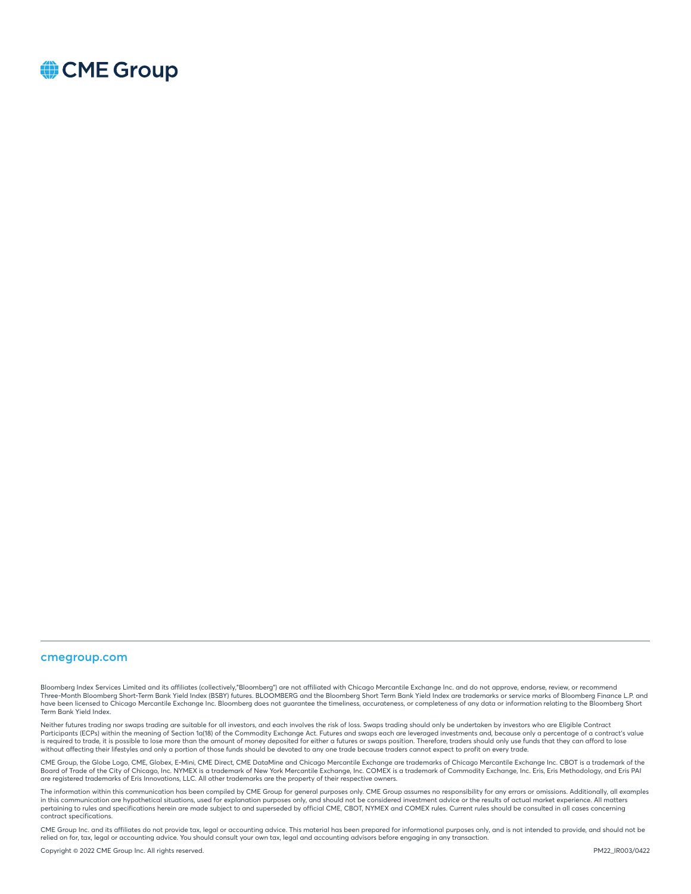CME Group

**cmegroup.com**

Bloomberg Index Services Limited and its affiliates (collectively,"Bloomberg") are not affiliated with Chicago Mercantile Exchange Inc. and do not approve, endorse, review, or recommend Three-Month Bloomberg Short-Term Bank Yield Index (BSBY) futures. BLOOMBERG and the Bloomberg Short Term Bank Yield Index are trademarks or service marks of Bloomberg Finance L.P. and have been licensed to Chicago Mercantile Exchange Inc. Bloomberg does not guarantee the timeliness, accurateness, or completeness of any data or information relating to the Bloomberg Short Term Bank Yield Index.

Neither futures trading nor swaps trading are suitable for all investors, and each involves the risk of loss. Swaps trading should only be undertaken by investors who are Eligible Contract Participants (ECPs) within the meaning of Section 1a(18) of the Commodity Exchange Act. Futures and swaps each are leveraged investments and, because only a percentage of a contract's value is required to trade, it is possible to lose more than the amount of money deposited for either a futures or swaps position. Therefore, traders should only use funds that they can afford to lose without affecting their lifestyles and only a portion of those funds should be devoted to any one trade because traders cannot expect to profit on every trade.

CME Group, the Globe Logo, CME, Globex, E-Mini, CME Direct, CME DataMine and Chicago Mercantile Exchange are trademarks of Chicago Mercantile Exchange Inc. CBOT is a trademark of the Board of Trade of the City of Chicago, Inc. NYMEX is a trademark of New York Mercantile Exchange, Inc. COMEX is a trademark of Commodity Exchange, Inc. Eris, Eris Methodology, and Eris PAI are registered trademarks of Eris Innovations, LLC. All other trademarks are the property of their respective owners.

The information within this communication has been compiled by CME Group for general purposes only. CME Group assumes no responsibility for any errors or omissions. Additionally, all examples in this communication are hypothetical situations, used for explanation purposes only, and should not be considered investment advice or the results of actual market experience. All matters pertaining to rules and specifications herein are made subject to and superseded by official CME, CBOT, NYMEX and COMEX rules. Current rules should be consulted in all cases concerning contract specifications.

CME Group Inc. and its affiliates do not provide tax, legal or accounting advice. This material has been prepared for informational purposes only, and is not intended to provide, and should not be relied on for, tax, legal or accounting advice. You should consult your own tax, legal and accounting advisors before engaging in any transaction.

Copyright © 2022 CME Group Inc. All rights reserved.

PM22_IR003/0422